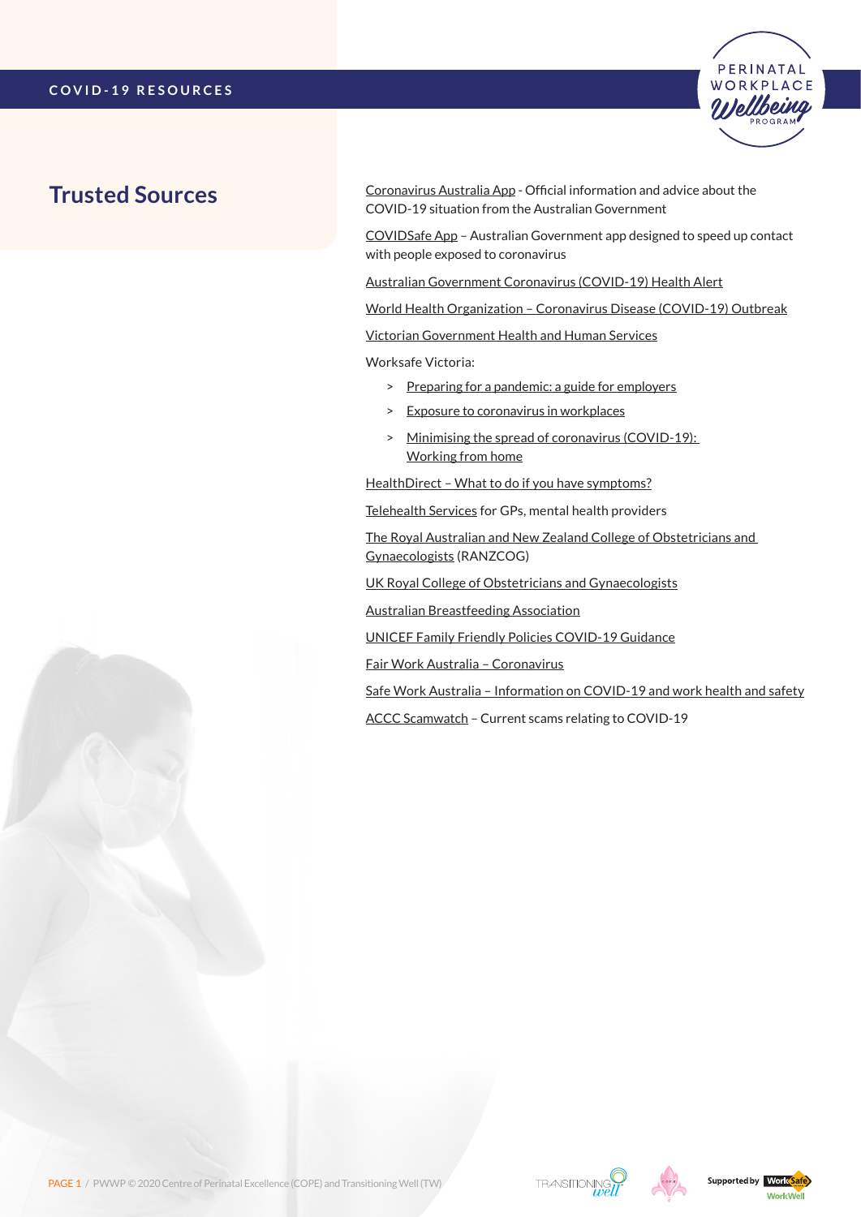COVID-19 RESOURCES

## Trusted Sources

Coronavirus Australia App - Official information and advice about the COVID-19 situation from the Australian Government

COVIDSafe App – Australian Government app designed to speed up contact with people exposed to coronavirus

Australian Government Coronavirus (COVID-19) Health Alert

World Health Organization – Coronavirus Disease (COVID-19) Outbreak

Victorian Government Health and Human Services

Worksafe Victoria:

- Preparing for a pandemic: a guide for employers
- Exposure to coronavirus in workplaces
- Minimising the spread of coronavirus (COVID-19): Working from home

HealthDirect – What to do if you have symptoms?

Telehealth Services for GPs, mental health providers

The Royal Australian and New Zealand College of Obstetricians and Gynaecologists (RANZCOG)

UK Royal College of Obstetricians and Gynaecologists

Australian Breastfeeding Association

UNICEF Family Friendly Policies COVID-19 Guidance

Fair Work Australia – Coronavirus

Safe Work Australia – Information on COVID-19 and work health and safety

ACCC Scamwatch – Current scams relating to COVID-19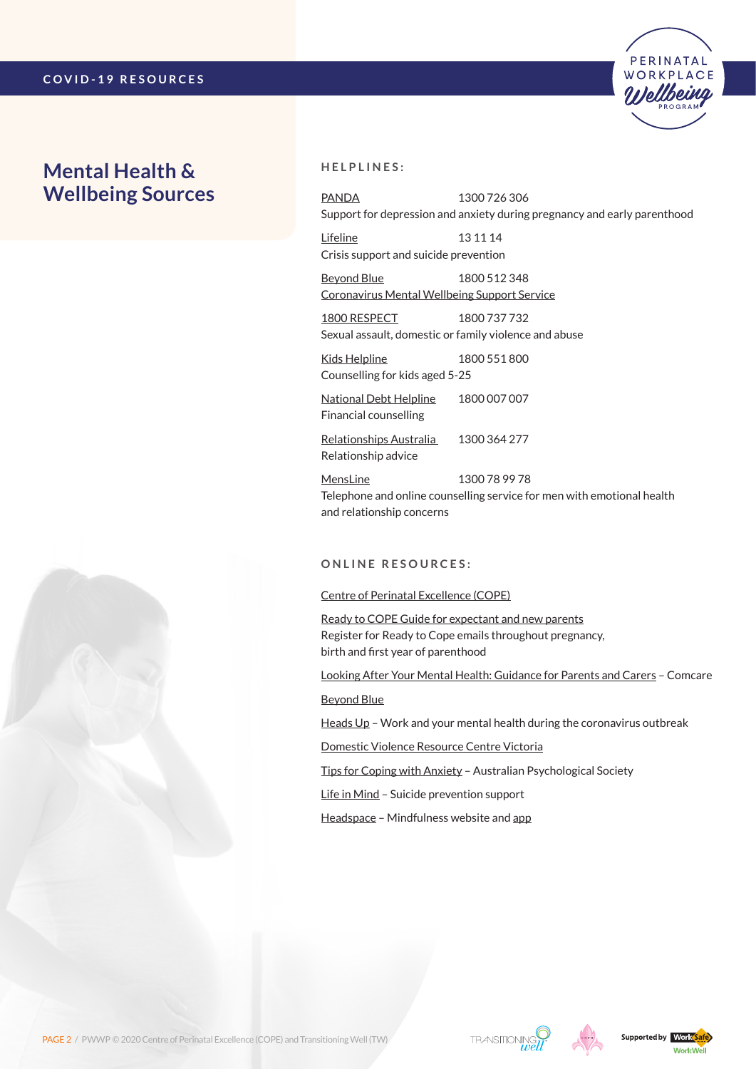# Mental Health & Wellbeing Sources

## HELPLINES:

PANDA 1300 726 306
Support for depression and anxiety during pregnancy and early parenthood

Lifeline 13 11 14
Crisis support and suicide prevention

Beyond Blue 1800 512 348
Coronavirus Mental Wellbeing Support Service

1800 RESPECT 1800 737 732
Sexual assault, domestic or family violence and abuse

Kids Helpline 1800 551 800
Counselling for kids aged 5-25

National Debt Helpline 1800 007 007
Financial counselling

Relationships Australia 1300 364 277
Relationship advice

MensLine 1300 78 99 78
Telephone and online counselling service for men with emotional health and relationship concerns

## ONLINE RESOURCES:

Centre of Perinatal Excellence (COPE)

Ready to COPE Guide for expectant and new parents
Register for Ready to Cope emails throughout pregnancy, birth and first year of parenthood

Looking After Your Mental Health: Guidance for Parents and Carers – Comcare

Beyond Blue

Heads Up – Work and your mental health during the coronavirus outbreak

Domestic Violence Resource Centre Victoria

Tips for Coping with Anxiety – Australian Psychological Society

Life in Mind – Suicide prevention support

Headspace – Mindfulness website and app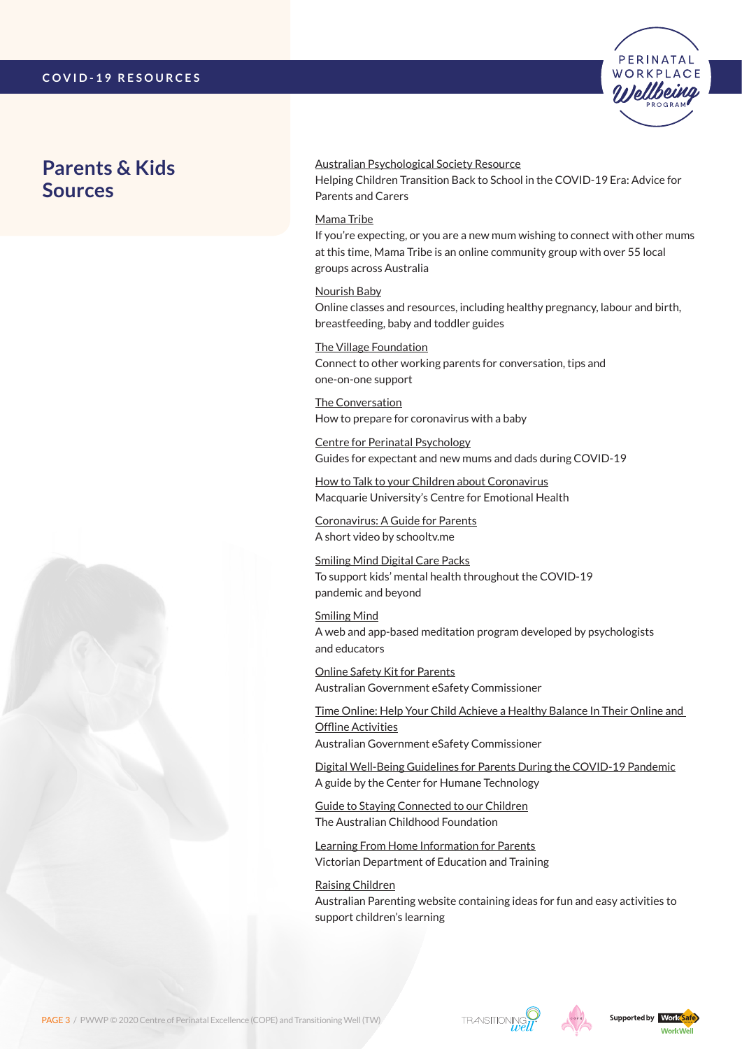## Parents & Kids Sources

Australian Psychological Society Resource
Helping Children Transition Back to School in the COVID-19 Era: Advice for Parents and Carers

Mama Tribe
If you're expecting, or you are a new mum wishing to connect with other mums at this time, Mama Tribe is an online community group with over 55 local groups across Australia

Nourish Baby
Online classes and resources, including healthy pregnancy, labour and birth, breastfeeding, baby and toddler guides

The Village Foundation
Connect to other working parents for conversation, tips and one-on-one support

The Conversation
How to prepare for coronavirus with a baby

Centre for Perinatal Psychology
Guides for expectant and new mums and dads during COVID-19

How to Talk to your Children about Coronavirus
Macquarie University's Centre for Emotional Health

Coronavirus: A Guide for Parents
A short video by schooltv.me

Smiling Mind Digital Care Packs
To support kids' mental health throughout the COVID-19 pandemic and beyond

Smiling Mind
A web and app-based meditation program developed by psychologists and educators

Online Safety Kit for Parents
Australian Government eSafety Commissioner

Time Online: Help Your Child Achieve a Healthy Balance In Their Online and Offline Activities
Australian Government eSafety Commissioner

Digital Well-Being Guidelines for Parents During the COVID-19 Pandemic
A guide by the Center for Humane Technology

Guide to Staying Connected to our Children
The Australian Childhood Foundation

Learning From Home Information for Parents
Victorian Department of Education and Training

Raising Children
Australian Parenting website containing ideas for fun and easy activities to support children's learning

PWWP © 2020 Centre of Perinatal Excellence (COPE) and Transitioning Well (TW)